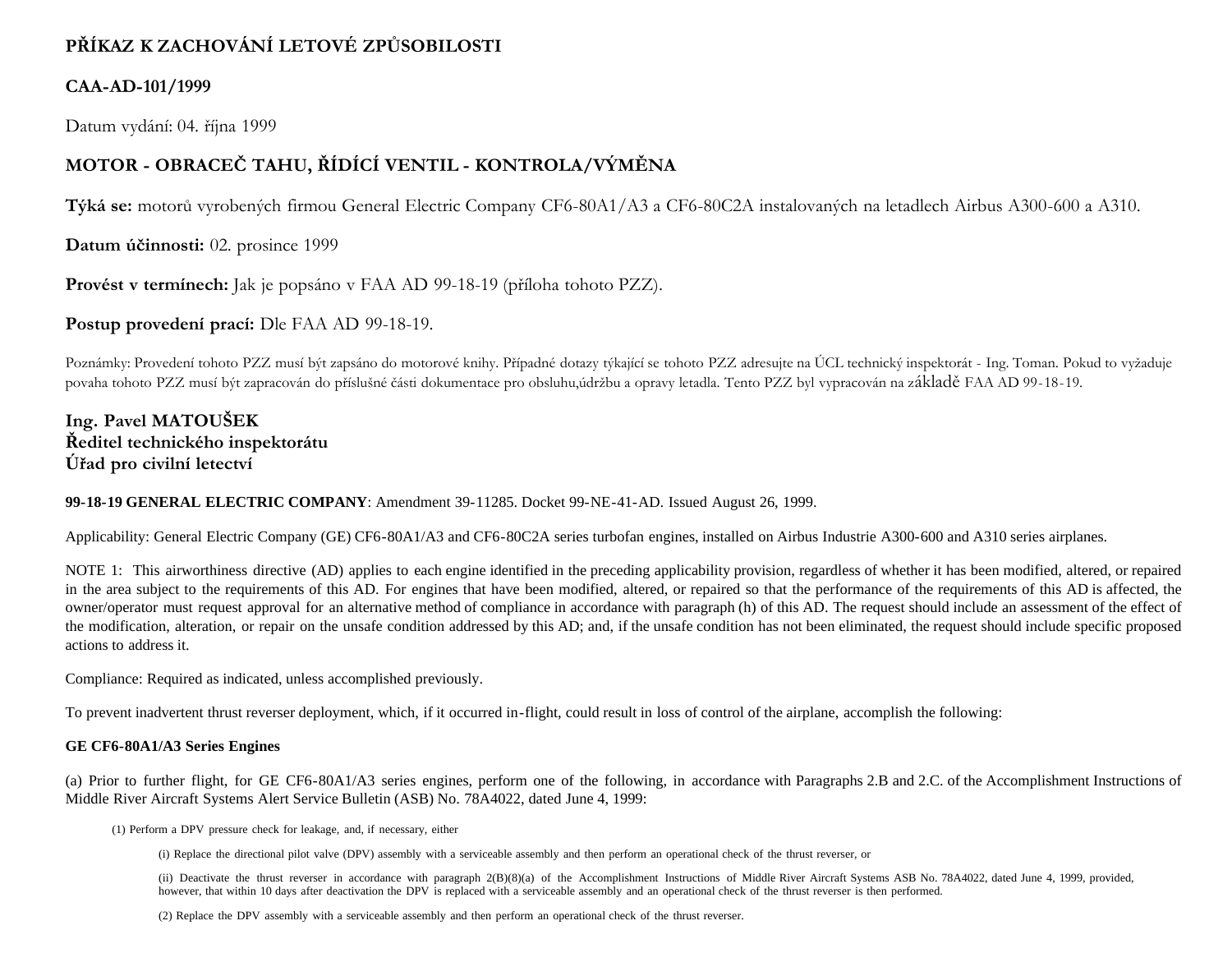**PŘÍKAZ K ZACHOVÁNÍ LETOVÉ ZPŮSOBILOSTI**

**CAA-AD-101/1999**

Datum vydání: 04. října 1999

## MOTOR - OBRACEČ TAHU, ŘÍDÍCÍ VENTIL - KONTROLA/VÝMĚNA

**Týká se:** motorů vyrobených firmou General Electric Company CF6-80A1/A3 a CF6-80C2A instalovaných na letadlech Airbus A300-600 a A310.

**Datum účinnosti:** 02. prosince 1999

**Provést v termínech:** Jak je popsáno v FAA AD 99-18-19 (příloha tohoto PZZ).

**Postup provedení prací:** Dle FAA AD 99-18-19.

Poznámky: Provedení tohoto PZZ musí být zapsáno do motorové knihy. Případné dotazy týkající se tohoto PZZ adresujte na ÚCL technický inspektorát - Ing. Toman. Pokud to vyžaduje povaha tohoto PZZ musí být zapracován do příslušné části dokumentace pro obsluhu,údržbu a opravy letadla. Tento PZZ byl vypracován na základě FAA AD 99-18-19.

**Ing. Pavel MATOUŠEK**
**Ředitel technického inspektorátu**
**Úřad pro civilní letectví**

**99-18-19 GENERAL ELECTRIC COMPANY**: Amendment 39-11285. Docket 99-NE-41-AD. Issued August 26, 1999.

Applicability: General Electric Company (GE) CF6-80A1/A3 and CF6-80C2A series turbofan engines, installed on Airbus Industrie A300-600 and A310 series airplanes.

NOTE 1: This airworthiness directive (AD) applies to each engine identified in the preceding applicability provision, regardless of whether it has been modified, altered, or repaired in the area subject to the requirements of this AD. For engines that have been modified, altered, or repaired so that the performance of the requirements of this AD is affected, the owner/operator must request approval for an alternative method of compliance in accordance with paragraph (h) of this AD. The request should include an assessment of the effect of the modification, alteration, or repair on the unsafe condition addressed by this AD; and, if the unsafe condition has not been eliminated, the request should include specific proposed actions to address it.

Compliance: Required as indicated, unless accomplished previously.

To prevent inadvertent thrust reverser deployment, which, if it occurred in-flight, could result in loss of control of the airplane, accomplish the following:

**GE CF6-80A1/A3 Series Engines**

(a) Prior to further flight, for GE CF6-80A1/A3 series engines, perform one of the following, in accordance with Paragraphs 2.B and 2.C. of the Accomplishment Instructions of Middle River Aircraft Systems Alert Service Bulletin (ASB) No. 78A4022, dated June 4, 1999:

(1) Perform a DPV pressure check for leakage, and, if necessary, either

(i) Replace the directional pilot valve (DPV) assembly with a serviceable assembly and then perform an operational check of the thrust reverser, or

(ii) Deactivate the thrust reverser in accordance with paragraph 2(B)(8)(a) of the Accomplishment Instructions of Middle River Aircraft Systems ASB No. 78A4022, dated June 4, 1999, provided, however, that within 10 days after deactivation the DPV is replaced with a serviceable assembly and an operational check of the thrust reverser is then performed.

(2) Replace the DPV assembly with a serviceable assembly and then perform an operational check of the thrust reverser.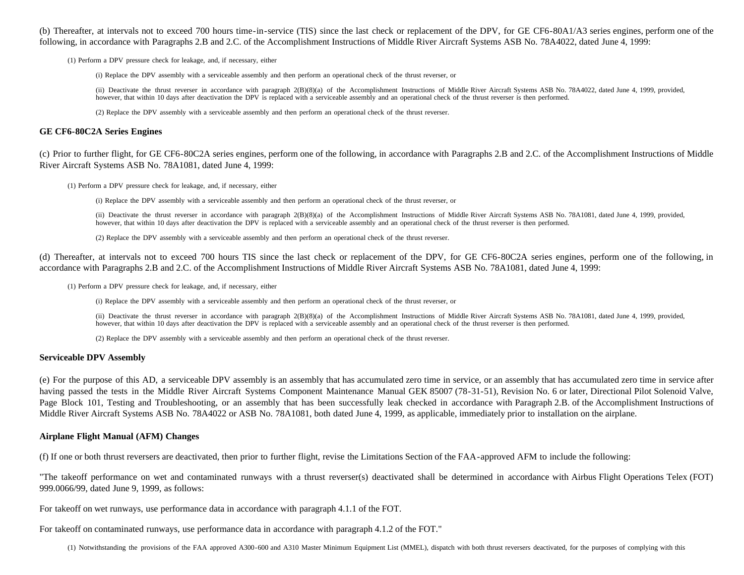(b) Thereafter, at intervals not to exceed 700 hours time-in-service (TIS) since the last check or replacement of the DPV, for GE CF6-80A1/A3 series engines, perform one of the following, in accordance with Paragraphs 2.B and 2.C. of the Accomplishment Instructions of Middle River Aircraft Systems ASB No. 78A4022, dated June 4, 1999:

(1) Perform a DPV pressure check for leakage, and, if necessary, either

(i) Replace the DPV assembly with a serviceable assembly and then perform an operational check of the thrust reverser, or

(ii) Deactivate the thrust reverser in accordance with paragraph 2(B)(8)(a) of the Accomplishment Instructions of Middle River Aircraft Systems ASB No. 78A4022, dated June 4, 1999, provided, however, that within 10 days after deactivation the DPV is replaced with a serviceable assembly and an operational check of the thrust reverser is then performed.

(2) Replace the DPV assembly with a serviceable assembly and then perform an operational check of the thrust reverser.

**GE CF6-80C2A Series Engines**

(c) Prior to further flight, for GE CF6-80C2A series engines, perform one of the following, in accordance with Paragraphs 2.B and 2.C. of the Accomplishment Instructions of Middle River Aircraft Systems ASB No. 78A1081, dated June 4, 1999:

(1) Perform a DPV pressure check for leakage, and, if necessary, either

(i) Replace the DPV assembly with a serviceable assembly and then perform an operational check of the thrust reverser, or

(ii) Deactivate the thrust reverser in accordance with paragraph 2(B)(8)(a) of the Accomplishment Instructions of Middle River Aircraft Systems ASB No. 78A1081, dated June 4, 1999, provided, however, that within 10 days after deactivation the DPV is replaced with a serviceable assembly and an operational check of the thrust reverser is then performed.

(2) Replace the DPV assembly with a serviceable assembly and then perform an operational check of the thrust reverser.

(d) Thereafter, at intervals not to exceed 700 hours TIS since the last check or replacement of the DPV, for GE CF6-80C2A series engines, perform one of the following, in accordance with Paragraphs 2.B and 2.C. of the Accomplishment Instructions of Middle River Aircraft Systems ASB No. 78A1081, dated June 4, 1999:

(1) Perform a DPV pressure check for leakage, and, if necessary, either

(i) Replace the DPV assembly with a serviceable assembly and then perform an operational check of the thrust reverser, or

(ii) Deactivate the thrust reverser in accordance with paragraph 2(B)(8)(a) of the Accomplishment Instructions of Middle River Aircraft Systems ASB No. 78A1081, dated June 4, 1999, provided, however, that within 10 days after deactivation the DPV is replaced with a serviceable assembly and an operational check of the thrust reverser is then performed.

(2) Replace the DPV assembly with a serviceable assembly and then perform an operational check of the thrust reverser.

**Serviceable DPV Assembly**

(e) For the purpose of this AD, a serviceable DPV assembly is an assembly that has accumulated zero time in service, or an assembly that has accumulated zero time in service after having passed the tests in the Middle River Aircraft Systems Component Maintenance Manual GEK 85007 (78-31-51), Revision No. 6 or later, Directional Pilot Solenoid Valve, Page Block 101, Testing and Troubleshooting, or an assembly that has been successfully leak checked in accordance with Paragraph 2.B. of the Accomplishment Instructions of Middle River Aircraft Systems ASB No. 78A4022 or ASB No. 78A1081, both dated June 4, 1999, as applicable, immediately prior to installation on the airplane.

**Airplane Flight Manual (AFM) Changes**

(f) If one or both thrust reversers are deactivated, then prior to further flight, revise the Limitations Section of the FAA-approved AFM to include the following:

"The takeoff performance on wet and contaminated runways with a thrust reverser(s) deactivated shall be determined in accordance with Airbus Flight Operations Telex (FOT) 999.0066/99, dated June 9, 1999, as follows:

For takeoff on wet runways, use performance data in accordance with paragraph 4.1.1 of the FOT.

For takeoff on contaminated runways, use performance data in accordance with paragraph 4.1.2 of the FOT."

(1) Notwithstanding the provisions of the FAA approved A300-600 and A310 Master Minimum Equipment List (MMEL), dispatch with both thrust reversers deactivated, for the purposes of complying with this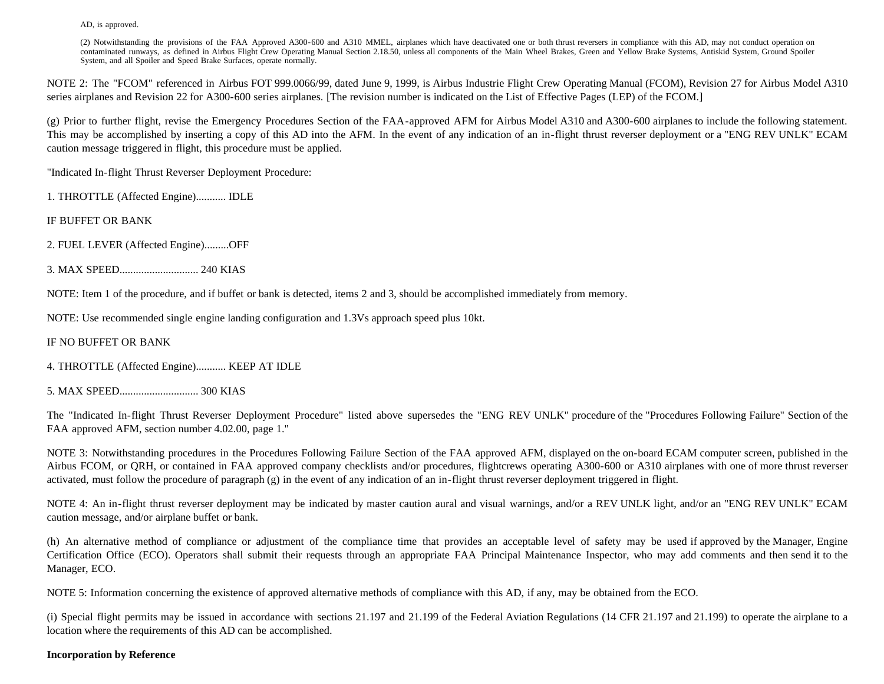AD, is approved.

(2) Notwithstanding the provisions of the FAA Approved A300-600 and A310 MMEL, airplanes which have deactivated one or both thrust reversers in compliance with this AD, may not conduct operation on contaminated runways, as defined in Airbus Flight Crew Operating Manual Section 2.18.50, unless all components of the Main Wheel Brakes, Green and Yellow Brake Systems, Antiskid System, Ground Spoiler System, and all Spoiler and Speed Brake Surfaces, operate normally.

NOTE 2: The "FCOM" referenced in Airbus FOT 999.0066/99, dated June 9, 1999, is Airbus Industrie Flight Crew Operating Manual (FCOM), Revision 27 for Airbus Model A310 series airplanes and Revision 22 for A300-600 series airplanes. [The revision number is indicated on the List of Effective Pages (LEP) of the FCOM.]

(g) Prior to further flight, revise the Emergency Procedures Section of the FAA-approved AFM for Airbus Model A310 and A300-600 airplanes to include the following statement. This may be accomplished by inserting a copy of this AD into the AFM. In the event of any indication of an in-flight thrust reverser deployment or a "ENG REV UNLK" ECAM caution message triggered in flight, this procedure must be applied.

"Indicated In-flight Thrust Reverser Deployment Procedure:

1. THROTTLE (Affected Engine)........... IDLE

IF BUFFET OR BANK

2. FUEL LEVER (Affected Engine).........OFF

3. MAX SPEED............................. 240 KIAS

NOTE: Item 1 of the procedure, and if buffet or bank is detected, items 2 and 3, should be accomplished immediately from memory.

NOTE: Use recommended single engine landing configuration and 1.3Vs approach speed plus 10kt.

IF NO BUFFET OR BANK

4. THROTTLE (Affected Engine)........... KEEP AT IDLE

5. MAX SPEED............................. 300 KIAS

The "Indicated In-flight Thrust Reverser Deployment Procedure" listed above supersedes the "ENG REV UNLK" procedure of the "Procedures Following Failure" Section of the FAA approved AFM, section number 4.02.00, page 1."

NOTE 3: Notwithstanding procedures in the Procedures Following Failure Section of the FAA approved AFM, displayed on the on-board ECAM computer screen, published in the Airbus FCOM, or QRH, or contained in FAA approved company checklists and/or procedures, flightcrews operating A300-600 or A310 airplanes with one of more thrust reverser activated, must follow the procedure of paragraph (g) in the event of any indication of an in-flight thrust reverser deployment triggered in flight.

NOTE 4: An in-flight thrust reverser deployment may be indicated by master caution aural and visual warnings, and/or a REV UNLK light, and/or an "ENG REV UNLK" ECAM caution message, and/or airplane buffet or bank.

(h) An alternative method of compliance or adjustment of the compliance time that provides an acceptable level of safety may be used if approved by the Manager, Engine Certification Office (ECO). Operators shall submit their requests through an appropriate FAA Principal Maintenance Inspector, who may add comments and then send it to the Manager, ECO.

NOTE 5: Information concerning the existence of approved alternative methods of compliance with this AD, if any, may be obtained from the ECO.

(i) Special flight permits may be issued in accordance with sections 21.197 and 21.199 of the Federal Aviation Regulations (14 CFR 21.197 and 21.199) to operate the airplane to a location where the requirements of this AD can be accomplished.

**Incorporation by Reference**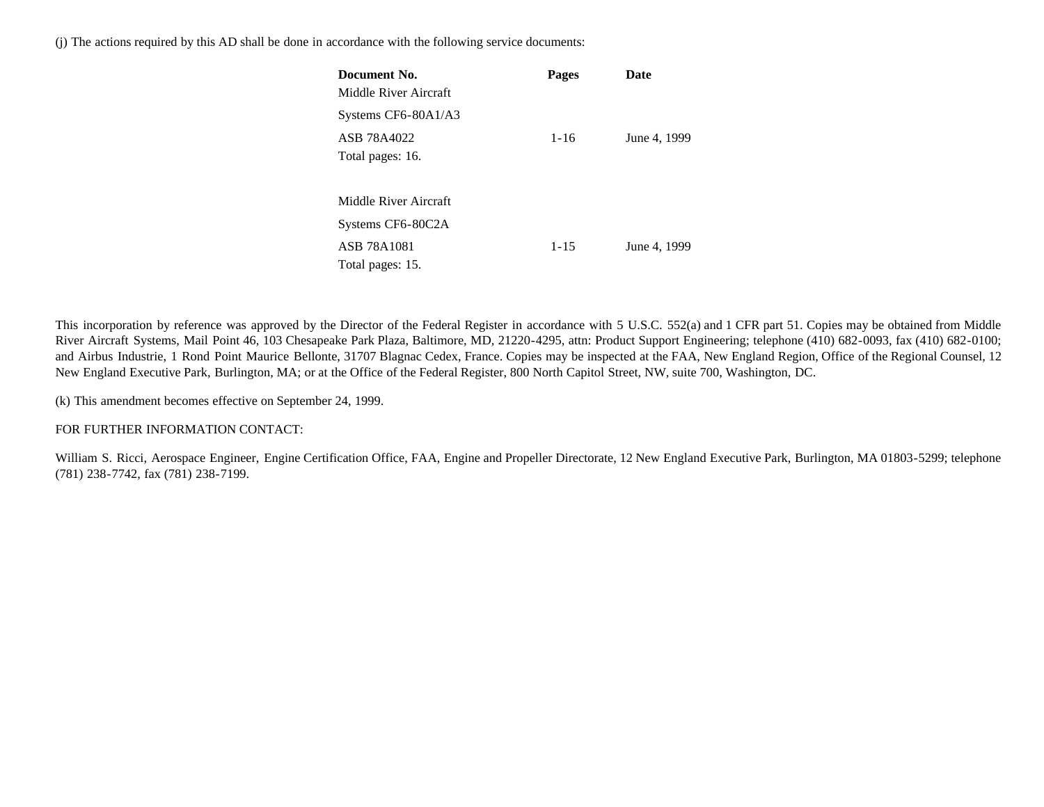(j) The actions required by this AD shall be done in accordance with the following service documents:

| Document No. | Pages | Date |
|---|---|---|
| Middle River Aircraft Systems CF6-80A1/A3 ASB 78A4022 | 1-16 | June 4, 1999 |
| Total pages: 16. | | |
| Middle River Aircraft Systems CF6-80C2A ASB 78A1081 | 1-15 | June 4, 1999 |
| Total pages: 15. | | |

This incorporation by reference was approved by the Director of the Federal Register in accordance with 5 U.S.C. 552(a) and 1 CFR part 51. Copies may be obtained from Middle River Aircraft Systems, Mail Point 46, 103 Chesapeake Park Plaza, Baltimore, MD, 21220-4295, attn: Product Support Engineering; telephone (410) 682-0093, fax (410) 682-0100; and Airbus Industrie, 1 Rond Point Maurice Bellonte, 31707 Blagnac Cedex, France. Copies may be inspected at the FAA, New England Region, Office of the Regional Counsel, 12 New England Executive Park, Burlington, MA; or at the Office of the Federal Register, 800 North Capitol Street, NW, suite 700, Washington, DC.

(k) This amendment becomes effective on September 24, 1999.

FOR FURTHER INFORMATION CONTACT:

William S. Ricci, Aerospace Engineer, Engine Certification Office, FAA, Engine and Propeller Directorate, 12 New England Executive Park, Burlington, MA 01803-5299; telephone (781) 238-7742, fax (781) 238-7199.